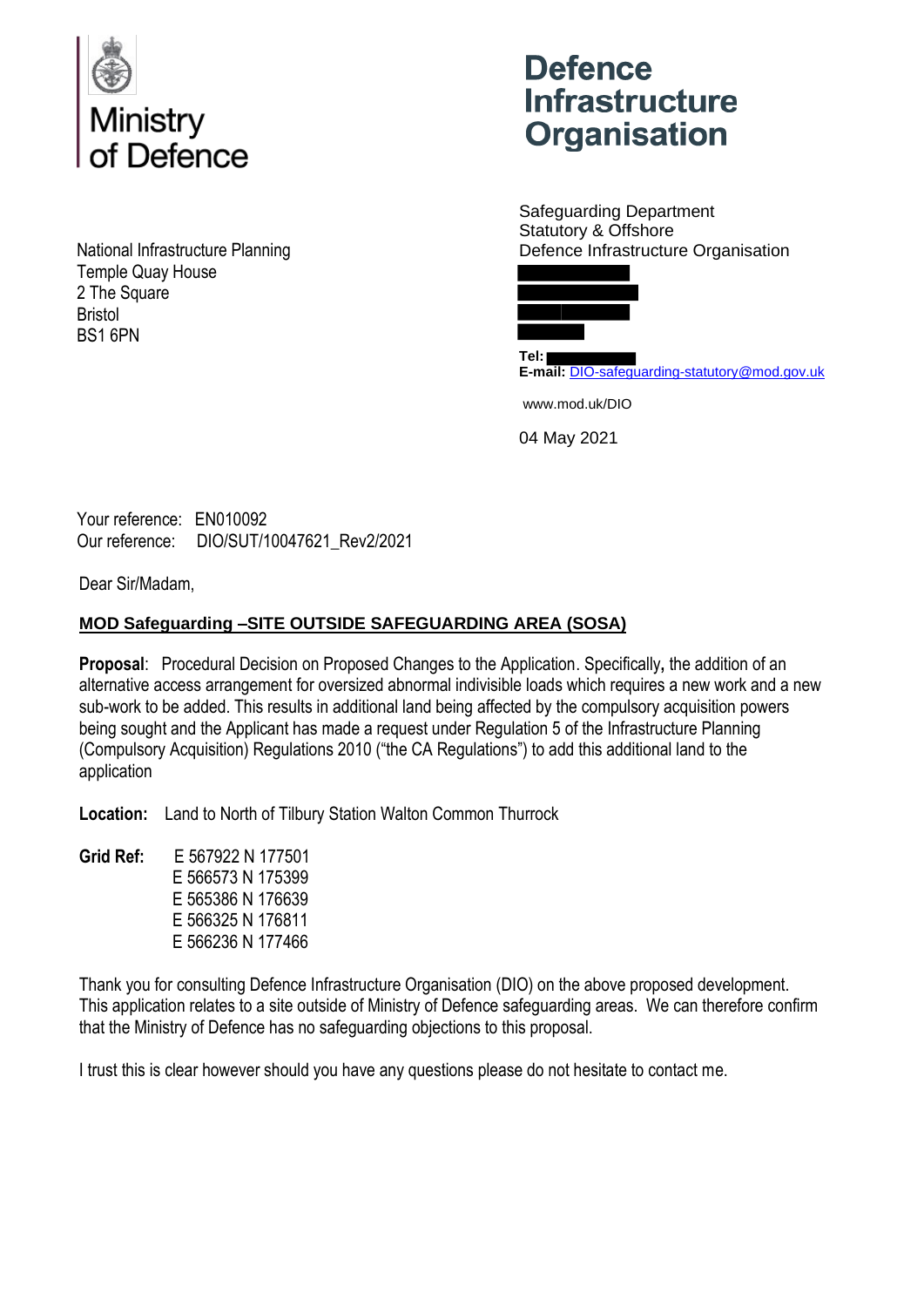Ministry of Defence

**Defence Infrastructure Organisation**

National Infrastructure Planning
Temple Quay House
2 The Square
Bristol
BS1 6PN

Safeguarding Department
Statutory & Offshore
Defence Infrastructure Organisation

**Tel:**
**E-mail:** DIO-safeguarding-statutory@mod.gov.uk

www.mod.uk/DIO

04 May 2021

Your reference: EN010092
Our reference: DIO/SUT/10047621_Rev2/2021

Dear Sir/Madam,

**MOD Safeguarding –SITE OUTSIDE SAFEGUARDING AREA (SOSA)**

**Proposal**: Procedural Decision on Proposed Changes to the Application. Specifically**,** the addition of an alternative access arrangement for oversized abnormal indivisible loads which requires a new work and a new sub-work to be added. This results in additional land being affected by the compulsory acquisition powers being sought and the Applicant has made a request under Regulation 5 of the Infrastructure Planning (Compulsory Acquisition) Regulations 2010 ("the CA Regulations") to add this additional land to the application

**Location:** Land to North of Tilbury Station Walton Common Thurrock

**Grid Ref:** E 567922 N 177501
E 566573 N 175399
E 565386 N 176639
E 566325 N 176811
E 566236 N 177466

Thank you for consulting Defence Infrastructure Organisation (DIO) on the above proposed development. This application relates to a site outside of Ministry of Defence safeguarding areas. We can therefore confirm that the Ministry of Defence has no safeguarding objections to this proposal.

I trust this is clear however should you have any questions please do not hesitate to contact me.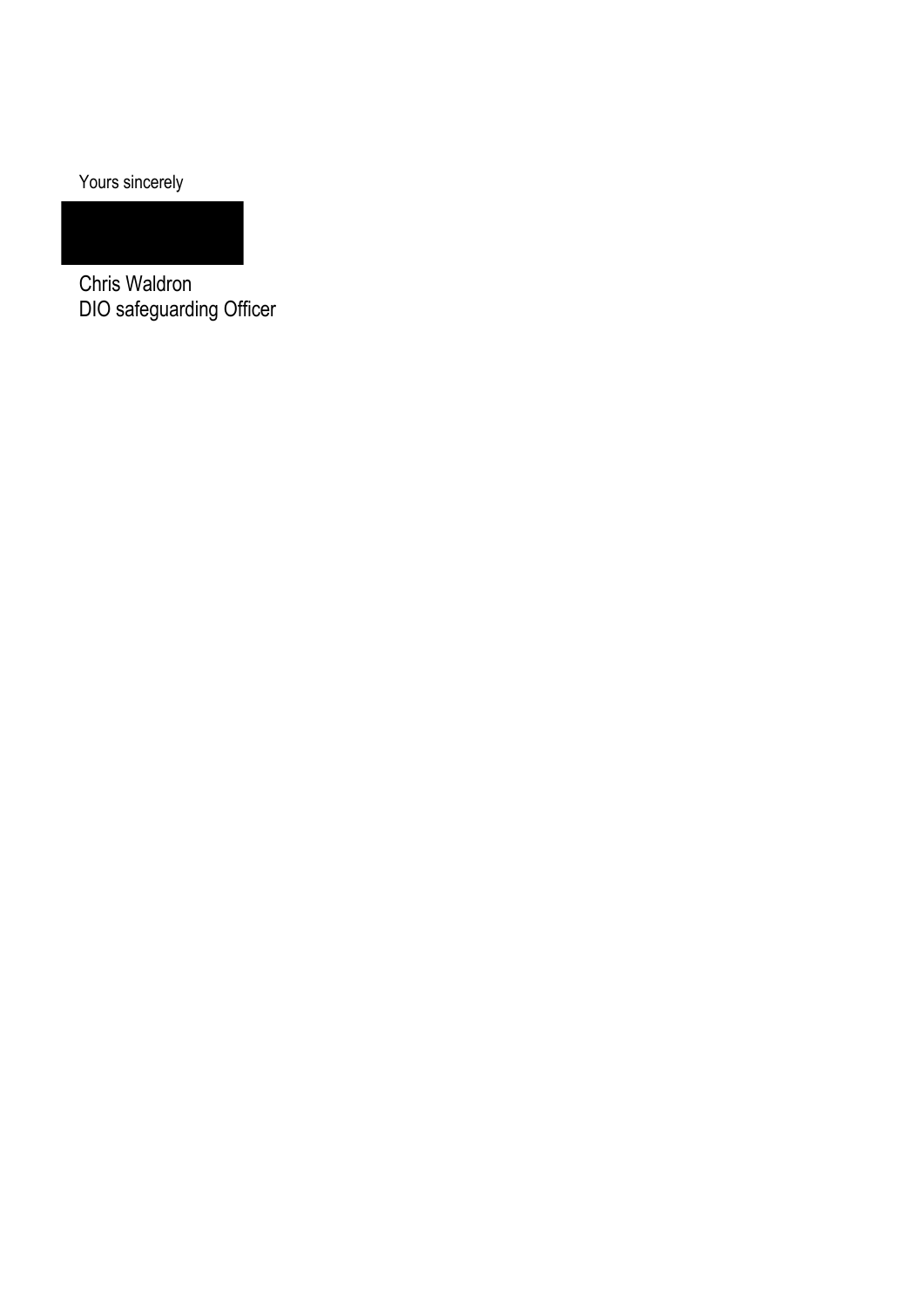Yours sincerely

Chris Waldron
DIO safeguarding Officer